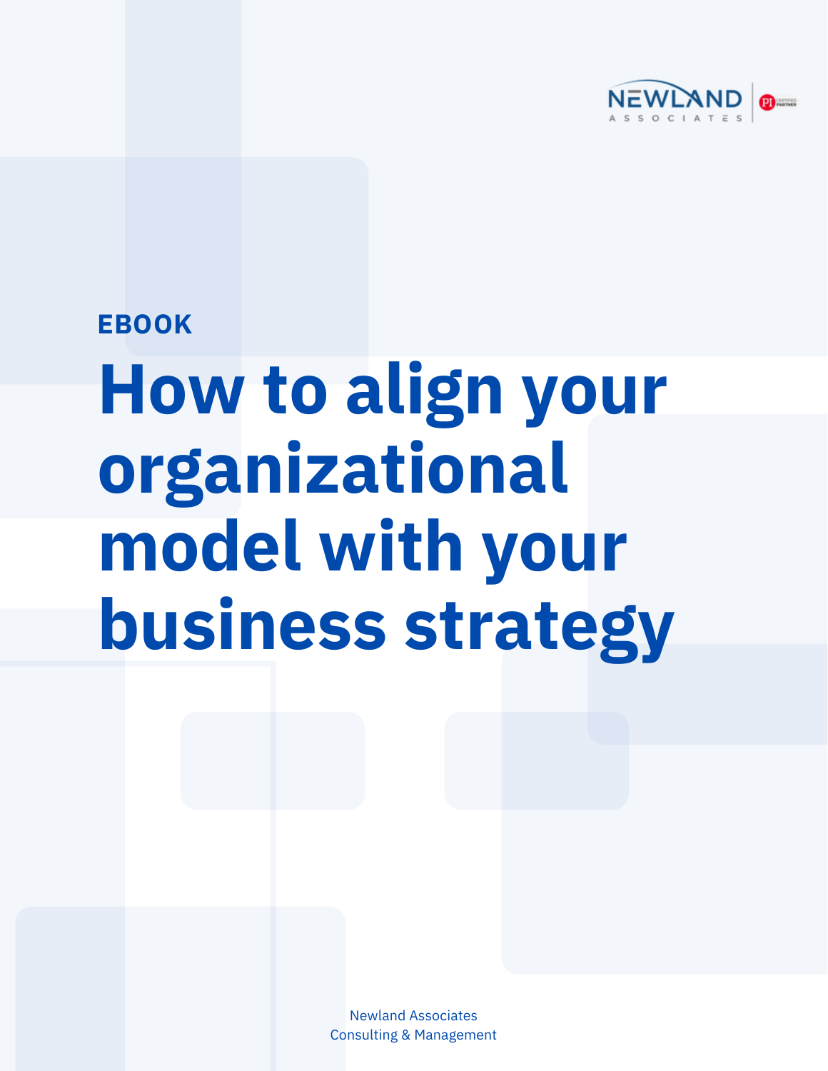NEWLAND ASSOCIATES

EBOOK

# How to align your organizational model with your business strategy

Newland Associates
Consulting & Management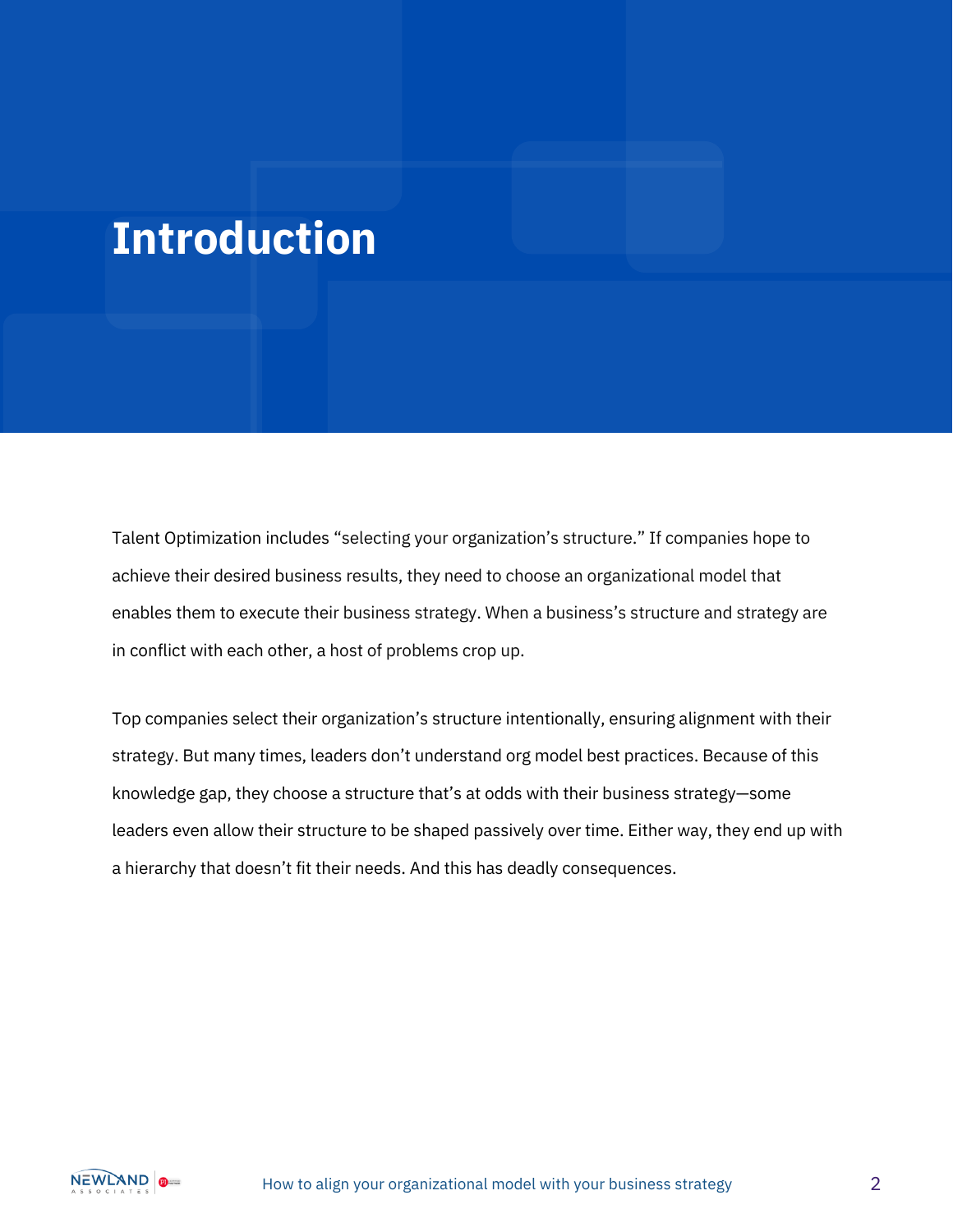# Introduction

Talent Optimization includes "selecting your organization's structure." If companies hope to achieve their desired business results, they need to choose an organizational model that enables them to execute their business strategy. When a business's structure and strategy are in conflict with each other, a host of problems crop up.

Top companies select their organization's structure intentionally, ensuring alignment with their strategy. But many times, leaders don't understand org model best practices. Because of this knowledge gap, they choose a structure that's at odds with their business strategy—some leaders even allow their structure to be shaped passively over time. Either way, they end up with a hierarchy that doesn't fit their needs. And this has deadly consequences.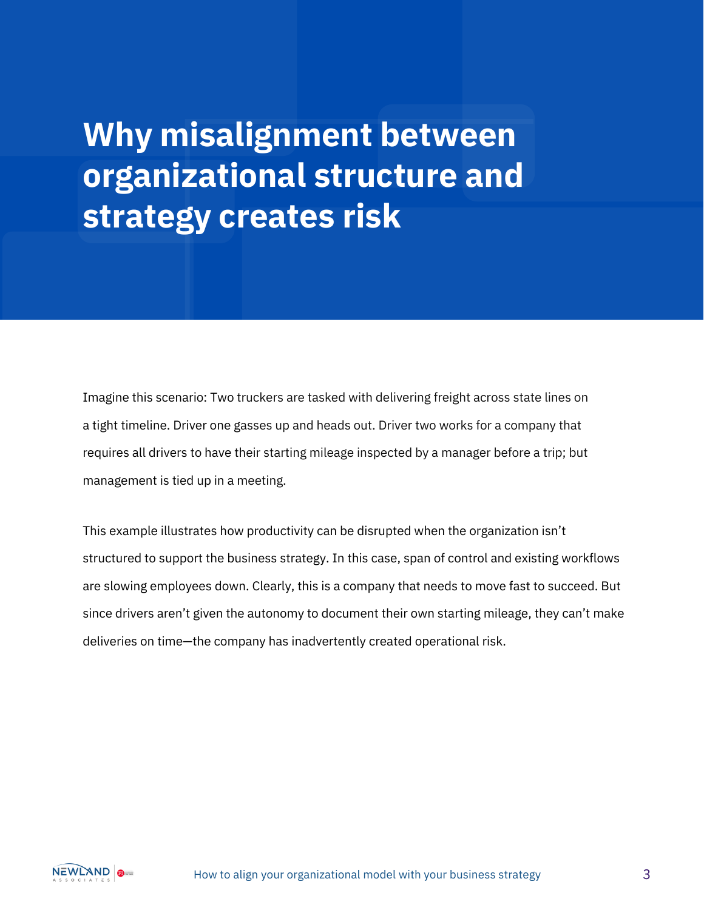# Why misalignment between organizational structure and strategy creates risk

Imagine this scenario: Two truckers are tasked with delivering freight across state lines on a tight timeline. Driver one gasses up and heads out. Driver two works for a company that requires all drivers to have their starting mileage inspected by a manager before a trip; but management is tied up in a meeting.

This example illustrates how productivity can be disrupted when the organization isn't structured to support the business strategy. In this case, span of control and existing workflows are slowing employees down. Clearly, this is a company that needs to move fast to succeed. But since drivers aren't given the autonomy to document their own starting mileage, they can't make deliveries on time—the company has inadvertently created operational risk.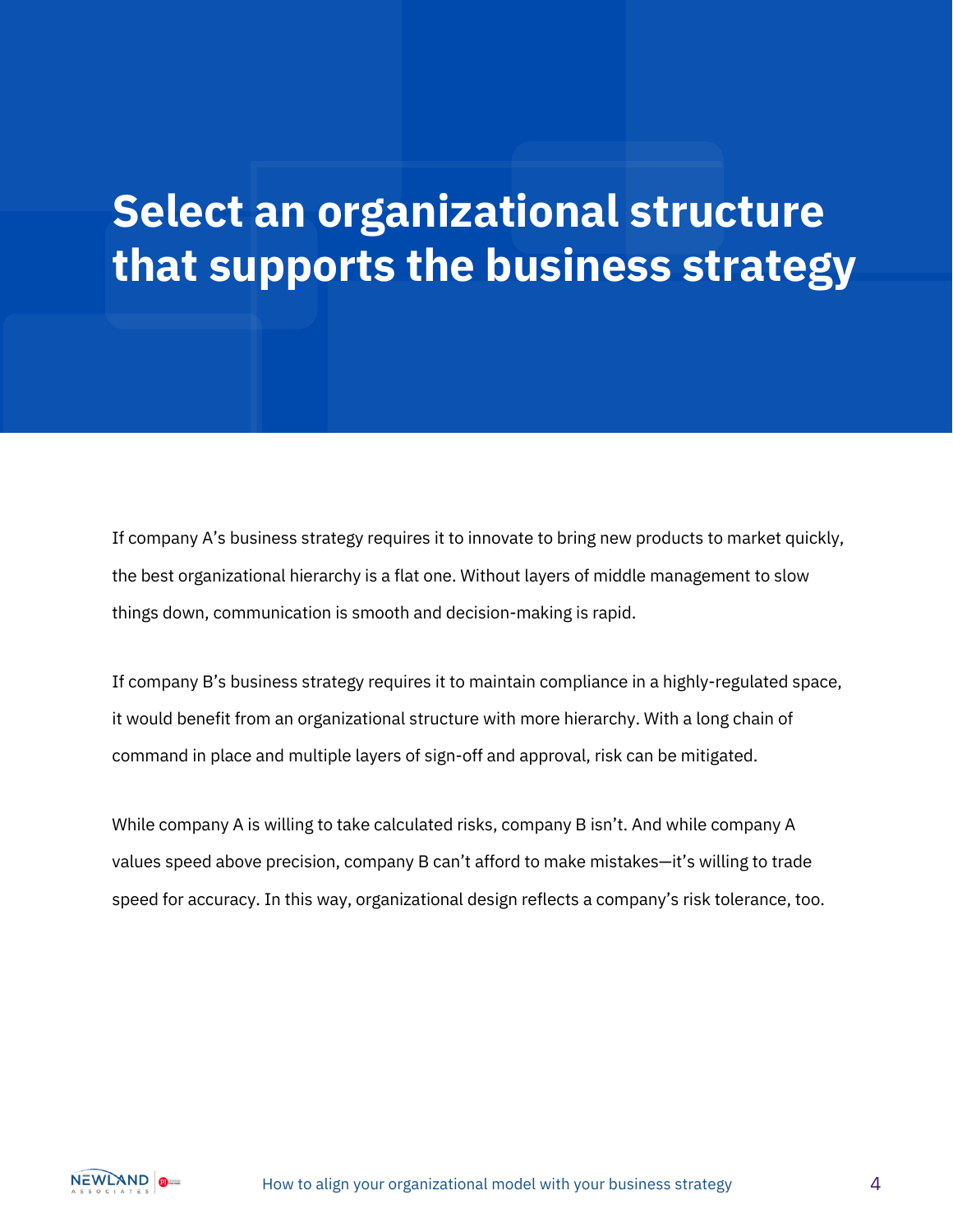# Select an organizational structure that supports the business strategy

If company A's business strategy requires it to innovate to bring new products to market quickly, the best organizational hierarchy is a flat one. Without layers of middle management to slow things down, communication is smooth and decision-making is rapid.

If company B's business strategy requires it to maintain compliance in a highly-regulated space, it would benefit from an organizational structure with more hierarchy. With a long chain of command in place and multiple layers of sign-off and approval, risk can be mitigated.

While company A is willing to take calculated risks, company B isn't. And while company A values speed above precision, company B can't afford to make mistakes—it's willing to trade speed for accuracy. In this way, organizational design reflects a company's risk tolerance, too.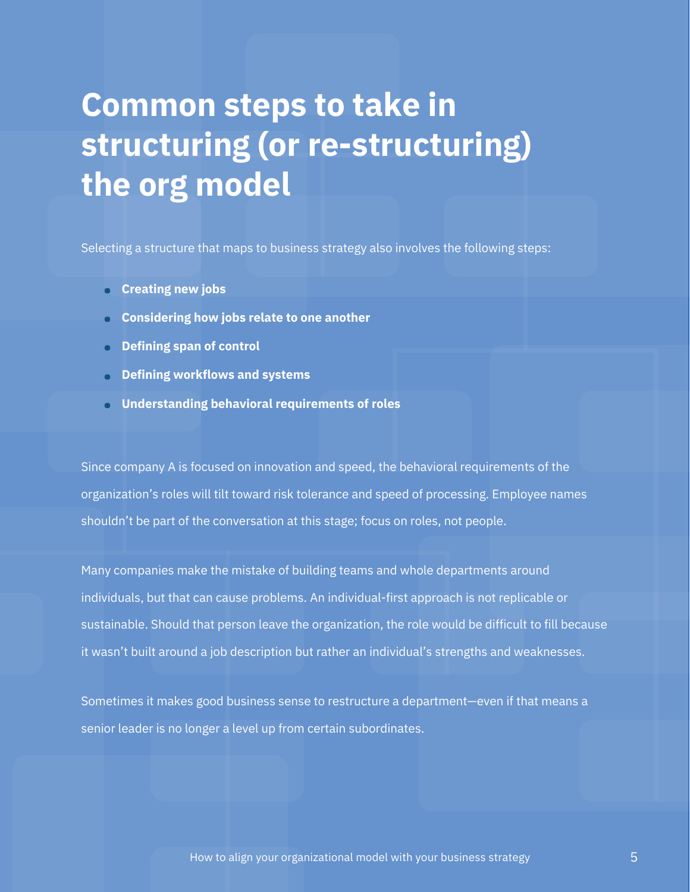# Common steps to take in structuring (or re-structuring) the org model

Selecting a structure that maps to business strategy also involves the following steps:

- **Creating new jobs**
- **Considering how jobs relate to one another**
- **Defining span of control**
- **Defining workflows and systems**
- **Understanding behavioral requirements of roles**

Since company A is focused on innovation and speed, the behavioral requirements of the organization's roles will tilt toward risk tolerance and speed of processing. Employee names shouldn't be part of the conversation at this stage; focus on roles, not people.

Many companies make the mistake of building teams and whole departments around individuals, but that can cause problems. An individual-first approach is not replicable or sustainable. Should that person leave the organization, the role would be difficult to fill because it wasn't built around a job description but rather an individual's strengths and weaknesses.

Sometimes it makes good business sense to restructure a department—even if that means a senior leader is no longer a level up from certain subordinates.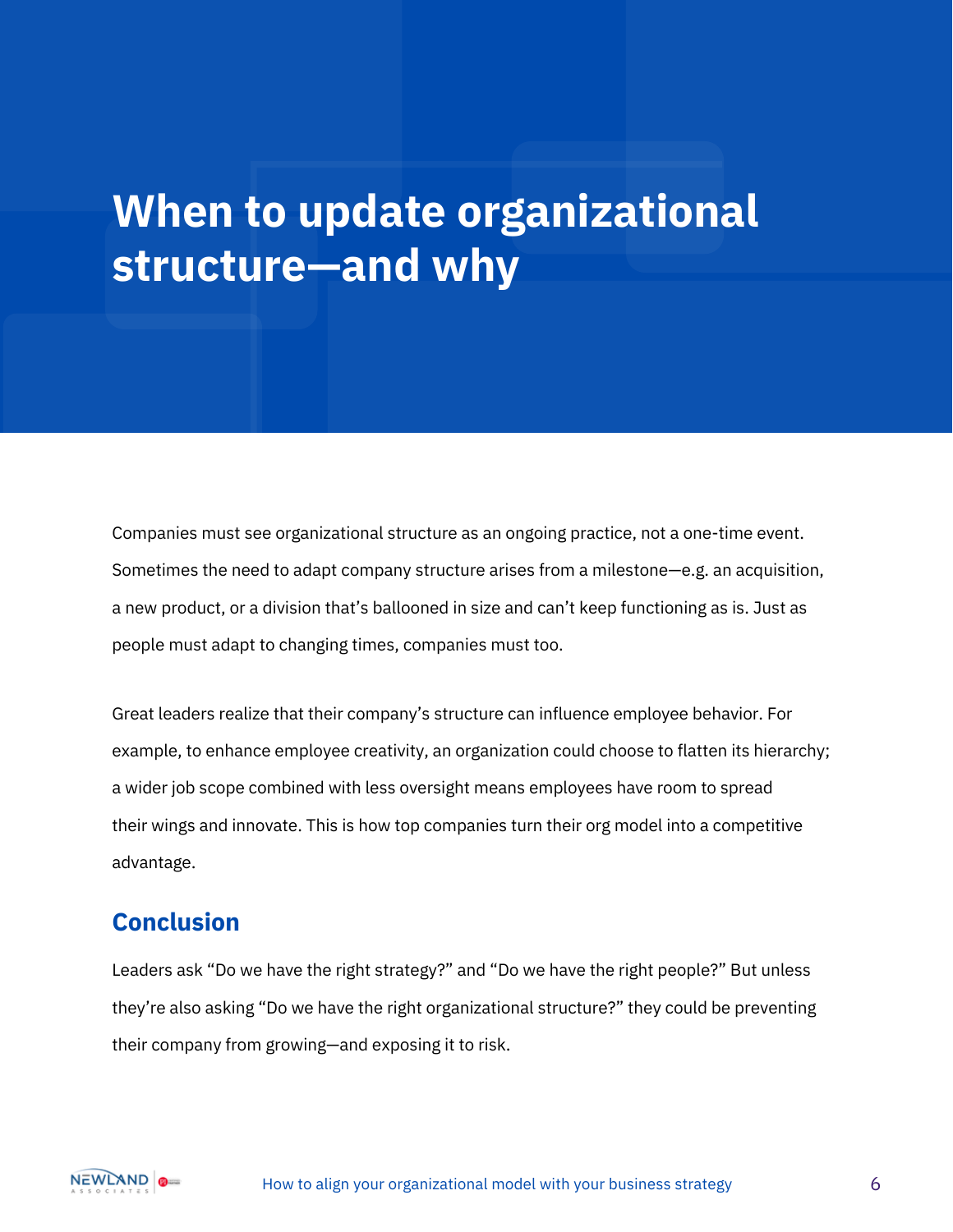# When to update organizational structure—and why

Companies must see organizational structure as an ongoing practice, not a one-time event. Sometimes the need to adapt company structure arises from a milestone—e.g. an acquisition, a new product, or a division that's ballooned in size and can't keep functioning as is. Just as people must adapt to changing times, companies must too.

Great leaders realize that their company's structure can influence employee behavior. For example, to enhance employee creativity, an organization could choose to flatten its hierarchy; a wider job scope combined with less oversight means employees have room to spread their wings and innovate. This is how top companies turn their org model into a competitive advantage.

## Conclusion

Leaders ask "Do we have the right strategy?" and "Do we have the right people?" But unless they're also asking "Do we have the right organizational structure?" they could be preventing their company from growing—and exposing it to risk.